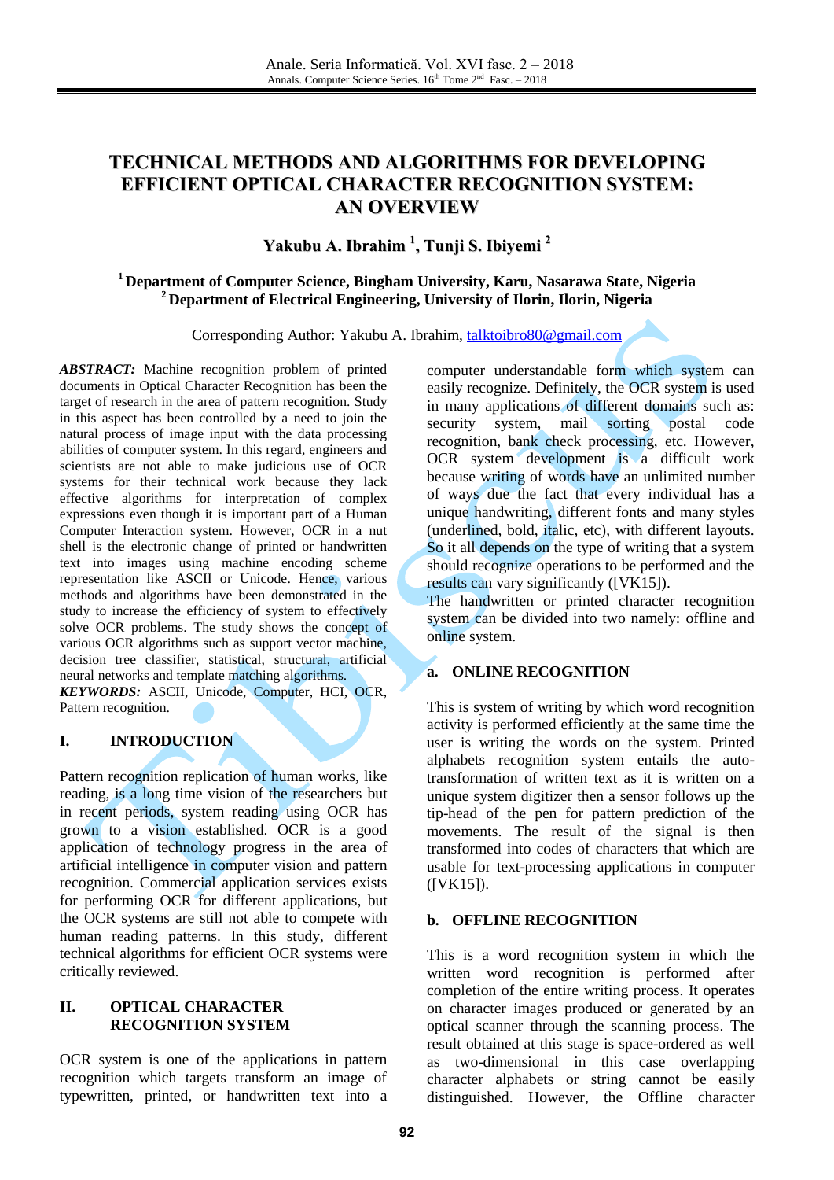# TECHNICAL METHODS AND ALGORITHMS FOR DEVELOPING EFFICIENT OPTICAL CHARACTER RECOGNITION SYSTEM: AN OVERVIEW

**Yakubu A. Ibrahim [1], Tunji S. Ibiyemi [2]**

**[1] Department of Computer Science, Bingham University, Karu, Nasarawa State, Nigeria**
**[2] Department of Electrical Engineering, University of Ilorin, Ilorin, Nigeria**

Corresponding Author: Yakubu A. Ibrahim, talktoibro80@gmail.com

***ABSTRACT:*** Machine recognition problem of printed documents in Optical Character Recognition has been the target of research in the area of pattern recognition. Study in this aspect has been controlled by a need to join the natural process of image input with the data processing abilities of computer system. In this regard, engineers and scientists are not able to make judicious use of OCR systems for their technical work because they lack effective algorithms for interpretation of complex expressions even though it is important part of a Human Computer Interaction system. However, OCR in a nut shell is the electronic change of printed or handwritten text into images using machine encoding scheme representation like ASCII or Unicode. Hence, various methods and algorithms have been demonstrated in the study to increase the efficiency of system to effectively solve OCR problems. The study shows the concept of various OCR algorithms such as support vector machine, decision tree classifier, statistical, structural, artificial neural networks and template matching algorithms.

***KEYWORDS:*** ASCII, Unicode, Computer, HCI, OCR, Pattern recognition.

## I. INTRODUCTION

Pattern recognition replication of human works, like reading, is a long time vision of the researchers but in recent periods, system reading using OCR has grown to a vision established. OCR is a good application of technology progress in the area of artificial intelligence in computer vision and pattern recognition. Commercial application services exists for performing OCR for different applications, but the OCR systems are still not able to compete with human reading patterns. In this study, different technical algorithms for efficient OCR systems were critically reviewed.

## II. OPTICAL CHARACTER RECOGNITION SYSTEM

OCR system is one of the applications in pattern recognition which targets transform an image of typewritten, printed, or handwritten text into a computer understandable form which system can easily recognize. Definitely, the OCR system is used in many applications of different domains such as: security system, mail sorting postal code recognition, bank check processing, etc. However, OCR system development is a difficult work because writing of words have an unlimited number of ways due the fact that every individual has a unique handwriting, different fonts and many styles (underlined, bold, italic, etc), with different layouts. So it all depends on the type of writing that a system should recognize operations to be performed and the results can vary significantly ([VK15]).

The handwritten or printed character recognition system can be divided into two namely: offline and online system.

### a. ONLINE RECOGNITION

This is system of writing by which word recognition activity is performed efficiently at the same time the user is writing the words on the system. Printed alphabets recognition system entails the auto-transformation of written text as it is written on a unique system digitizer then a sensor follows up the tip-head of the pen for pattern prediction of the movements. The result of the signal is then transformed into codes of characters that which are usable for text-processing applications in computer ([VK15]).

### b. OFFLINE RECOGNITION

This is a word recognition system in which the written word recognition is performed after completion of the entire writing process. It operates on character images produced or generated by an optical scanner through the scanning process. The result obtained at this stage is space-ordered as well as two-dimensional in this case overlapping character alphabets or string cannot be easily distinguished. However, the Offline character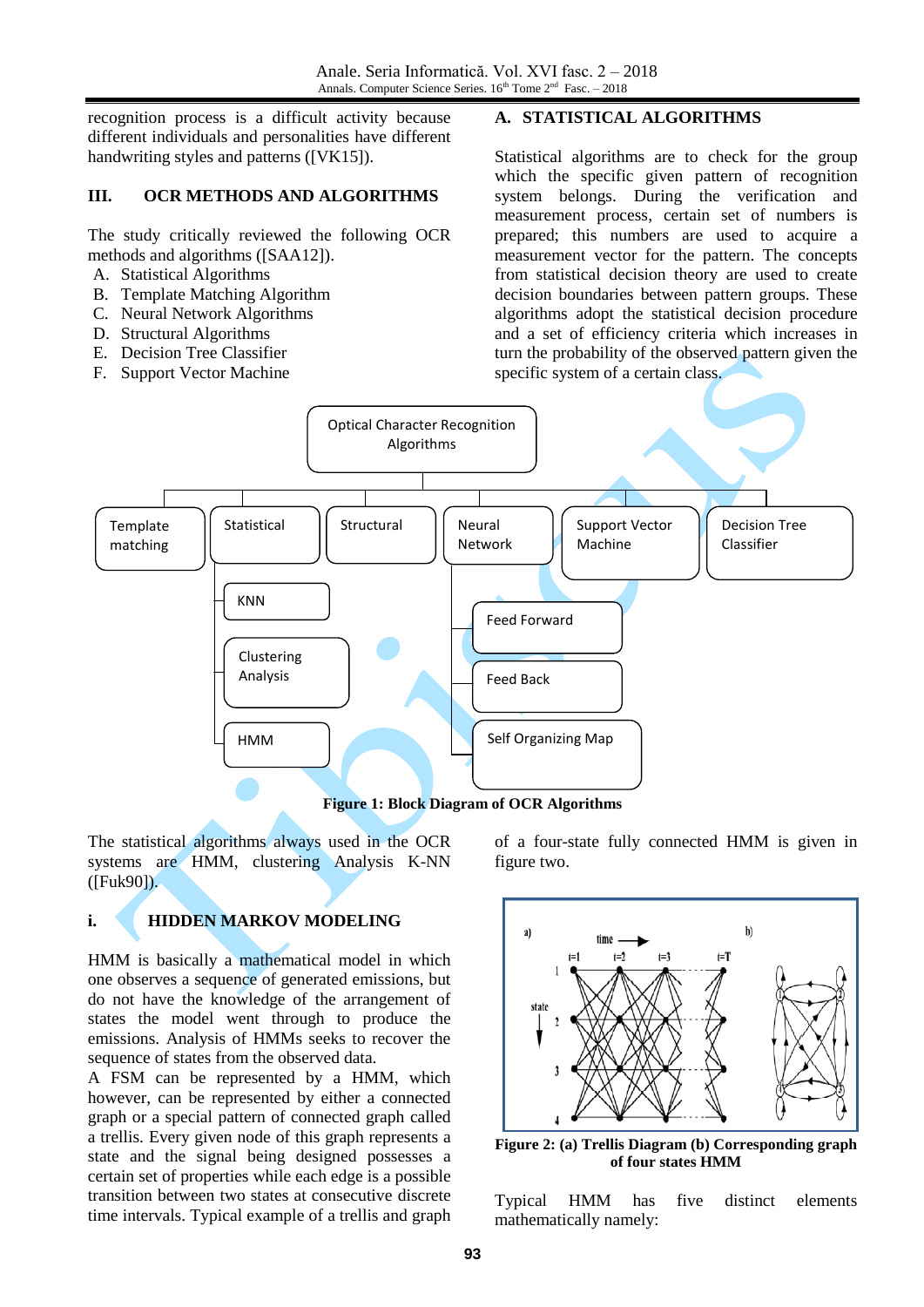recognition process is a difficult activity because different individuals and personalities have different handwriting styles and patterns ([VK15]).

## III. OCR METHODS AND ALGORITHMS

The study critically reviewed the following OCR methods and algorithms ([SAA12]).

A. Statistical Algorithms
B. Template Matching Algorithm
C. Neural Network Algorithms
D. Structural Algorithms
E. Decision Tree Classifier
F. Support Vector Machine

### A. STATISTICAL ALGORITHMS

Statistical algorithms are to check for the group which the specific given pattern of recognition system belongs. During the verification and measurement process, certain set of numbers is prepared; this numbers are used to acquire a measurement vector for the pattern. The concepts from statistical decision theory are used to create decision boundaries between pattern groups. These algorithms adopt the statistical decision procedure and a set of efficiency criteria which increases in turn the probability of the observed pattern given the specific system of a certain class.

**Figure 1: Block Diagram of OCR Algorithms**

The statistical algorithms always used in the OCR systems are HMM, clustering Analysis K-NN ([Fuk90]).

#### i. HIDDEN MARKOV MODELING

HMM is basically a mathematical model in which one observes a sequence of generated emissions, but do not have the knowledge of the arrangement of states the model went through to produce the emissions. Analysis of HMMs seeks to recover the sequence of states from the observed data.

A FSM can be represented by a HMM, which however, can be represented by either a connected graph or a special pattern of connected graph called a trellis. Every given node of this graph represents a state and the signal being designed possesses a certain set of properties while each edge is a possible transition between two states at consecutive discrete time intervals. Typical example of a trellis and graph of a four-state fully connected HMM is given in figure two.

**Figure 2: (a) Trellis Diagram (b) Corresponding graph of four states HMM**

Typical HMM has five distinct elements mathematically namely: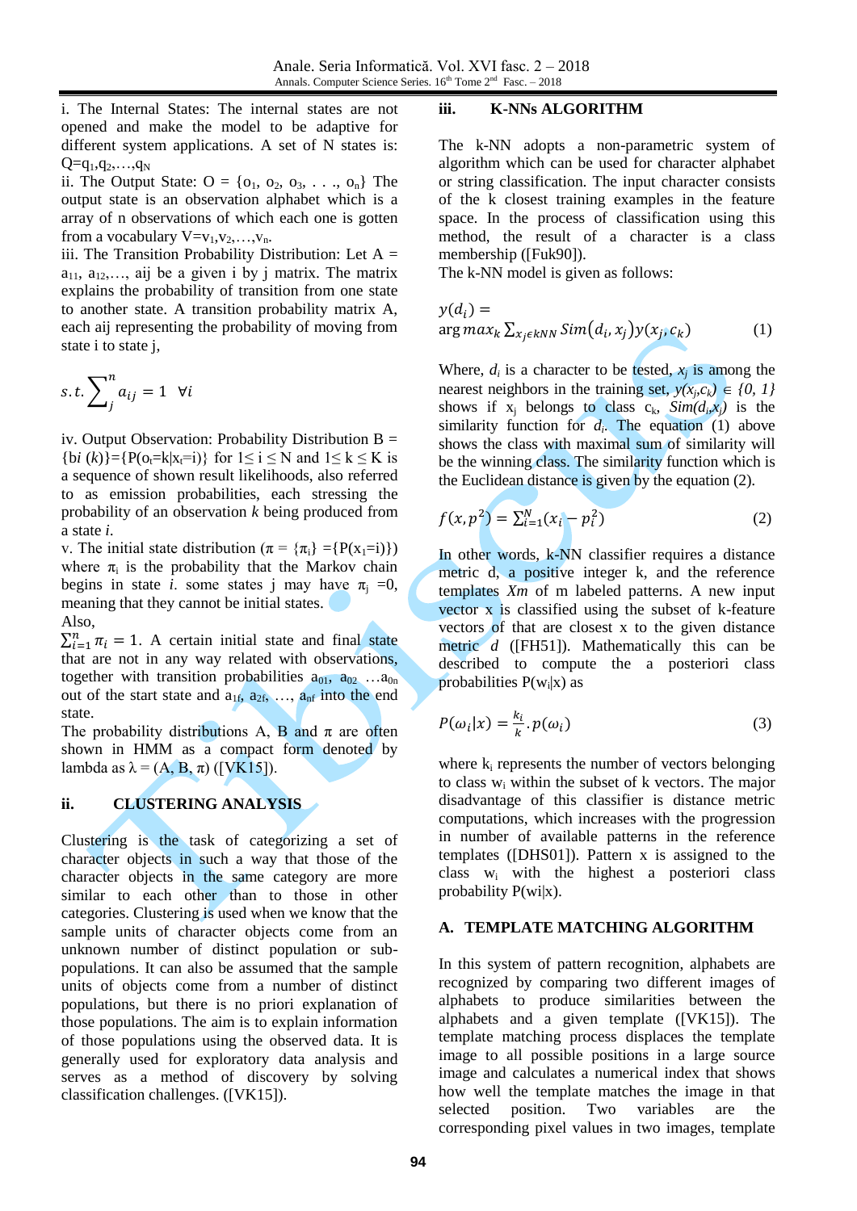i. The Internal States: The internal states are not opened and make the model to be adaptive for different system applications. A set of N states is: $Q=q_1,q_2,\ldots,q_N$

ii. The Output State: $O = \{o_1, o_2, o_3, \ldots, o_n\}$ The output state is an observation alphabet which is a array of n observations of which each one is gotten from a vocabulary $V=v_1,v_2,\ldots,v_n$.

iii. The Transition Probability Distribution: Let $A = a_{11}, a_{12},\ldots, aij$ be a given i by j matrix. The matrix explains the probability of transition from one state to another state. A transition probability matrix A, each aij representing the probability of moving from state i to state j,

$$s.t. \sum_{j}^{n} a_{ij} = 1 \quad \forall i$$

iv. Output Observation: Probability Distribution $B = \{bi\ (k)\}=\{P(o_t=k|x_t=i)\}$ for $1\leq i \leq N$ and $1\leq k \leq K$ is a sequence of shown result likelihoods, also referred to as emission probabilities, each stressing the probability of an observation *k* being produced from a state *i*.

v. The initial state distribution ($\pi = \{\pi_i\} =\{P(x_1=i)\}$) where $\pi_i$ is the probability that the Markov chain begins in state *i*. some states j may have $\pi_j =0$, meaning that they cannot be initial states.

Also,
$\sum_{i=1}^{n} \pi_i = 1$. A certain initial state and final state that are not in any way related with observations, together with transition probabilities $a_{01}$, $a_{02}$ …$a_{0n}$ out of the start state and $a_{1f}$, $a_{2f}$, …, $a_{nf}$ into the end state.

The probability distributions A, B and π are often shown in HMM as a compact form denoted by lambda as λ = (A, B, π) ([VK15]).

## ii. CLUSTERING ANALYSIS

Clustering is the task of categorizing a set of character objects in such a way that those of the character objects in the same category are more similar to each other than to those in other categories. Clustering is used when we know that the sample units of character objects come from an unknown number of distinct population or sub-populations. It can also be assumed that the sample units of objects come from a number of distinct populations, but there is no priori explanation of those populations. The aim is to explain information of those populations using the observed data. It is generally used for exploratory data analysis and serves as a method of discovery by solving classification challenges. ([VK15]).

## iii. K-NNs ALGORITHM

The k-NN adopts a non-parametric system of algorithm which can be used for character alphabet or string classification. The input character consists of the k closest training examples in the feature space. In the process of classification using this method, the result of a character is a class membership ([Fuk90]).

The k-NN model is given as follows:

$$y(d_i) = \arg max_k \sum_{x_j \epsilon kNN} Sim(d_i, x_j) y(x_j, c_k) \quad (1)$$

Where, $d_i$ is a character to be tested, $x_j$ is among the nearest neighbors in the training set, $y(x_j,c_k) \in \{0, 1\}$ shows if $x_j$ belongs to class $c_k$, $Sim(d_i,x_j)$ is the similarity function for $d_i$. The equation (1) above shows the class with maximal sum of similarity will be the winning class. The similarity function which is the Euclidean distance is given by the equation (2).

$$f(x, p^2) = \sum_{i=1}^{N} (x_i - p_i^2) \quad (2)$$

In other words, k-NN classifier requires a distance metric d, a positive integer k, and the reference templates *Xm* of m labeled patterns. A new input vector x is classified using the subset of k-feature vectors of that are closest x to the given distance metric *d* ([FH51]). Mathematically this can be described to compute the a posteriori class probabilities $P(w_i|x)$ as

$$P(\omega_i|x) = \frac{k_i}{k} . p(\omega_i) \quad (3)$$

where $k_i$ represents the number of vectors belonging to class $w_i$ within the subset of k vectors. The major disadvantage of this classifier is distance metric computations, which increases with the progression in number of available patterns in the reference templates ([DHS01]). Pattern x is assigned to the class $w_i$ with the highest a posteriori class probability P(wi|x).

## A. TEMPLATE MATCHING ALGORITHM

In this system of pattern recognition, alphabets are recognized by comparing two different images of alphabets to produce similarities between the alphabets and a given template ([VK15]). The template matching process displaces the template image to all possible positions in a large source image and calculates a numerical index that shows how well the template matches the image in that selected position. Two variables are the corresponding pixel values in two images, template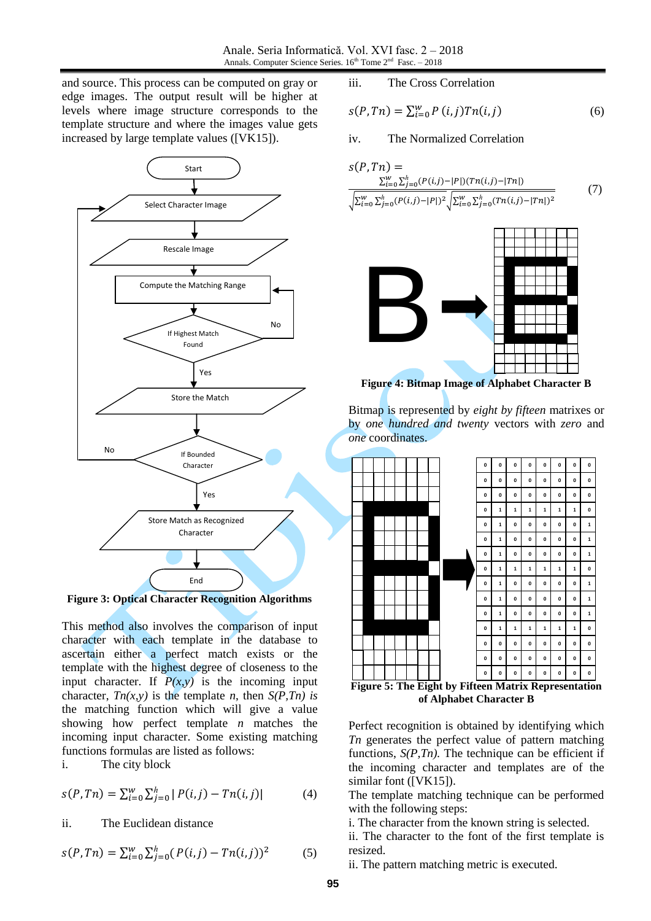and source. This process can be computed on gray or edge images. The output result will be higher at levels where image structure corresponds to the template structure and where the images value gets increased by large template values ([VK15]).

**Figure 3: Optical Character Recognition Algorithms**

This method also involves the comparison of input character with each template in the database to ascertain either a perfect match exists or the template with the highest degree of closeness to the input character. If *P(x,y)* is the incoming input character, *Tn(x,y)* is the template *n*, then *S(P,Tn) is* the matching function which will give a value showing how perfect template *n* matches the incoming input character. Some existing matching functions formulas are listed as follows:

i. The city block

$$s(P,Tn) = \sum_{i=0}^{w}\sum_{j=0}^{h} |P(i,j) - Tn(i,j)| \qquad (4)$$

ii. The Euclidean distance

$$s(P,Tn) = \sum_{i=0}^{w}\sum_{j=0}^{h} (P(i,j) - Tn(i,j))^2 \qquad (5)$$

iii. The Cross Correlation

$$s(P,Tn) = \sum_{i=0}^{w} P(i,j)Tn(i,j) \qquad (6)$$

iv. The Normalized Correlation

$$s(P,Tn) = \frac{\sum_{i=0}^{w}\sum_{j=0}^{h}(P(i,j)-|P|)(Tn(i,j)-|Tn|)}{\sqrt{\sum_{i=0}^{w}\sum_{j=0}^{h}(P(i,j)-|P|)^2}\sqrt{\sum_{i=0}^{w}\sum_{j=0}^{h}(Tn(i,j)-|Tn|)^2}} \qquad (7)$$

**Figure 4: Bitmap Image of Alphabet Character B**

Bitmap is represented by *eight by fifteen* matrixes or by *one hundred and twenty* vectors with *zero* and *one* coordinates.

**Figure 5: The Eight by Fifteen Matrix Representation of Alphabet Character B**

Perfect recognition is obtained by identifying which *Tn* generates the perfect value of pattern matching functions, *S(P,Tn).* The technique can be efficient if the incoming character and templates are of the similar font ([VK15]).

The template matching technique can be performed with the following steps:

i. The character from the known string is selected.

ii. The character to the font of the first template is resized.

ii. The pattern matching metric is executed.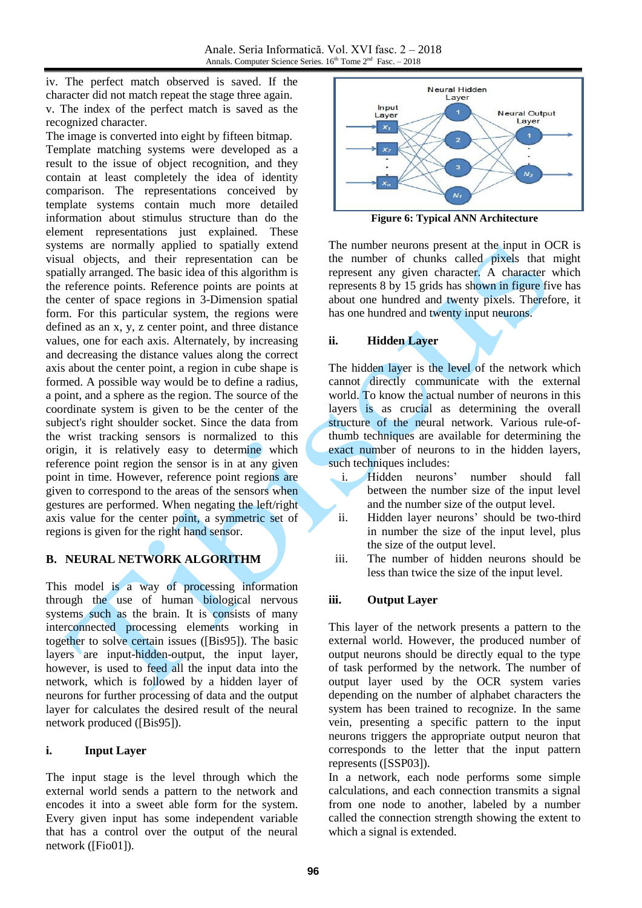iv. The perfect match observed is saved. If the character did not match repeat the stage three again.
v. The index of the perfect match is saved as the recognized character.

The image is converted into eight by fifteen bitmap. Template matching systems were developed as a result to the issue of object recognition, and they contain at least completely the idea of identity comparison. The representations conceived by template systems contain much more detailed information about stimulus structure than do the element representations just explained. These systems are normally applied to spatially extend visual objects, and their representation can be spatially arranged. The basic idea of this algorithm is the reference points. Reference points are points at the center of space regions in 3-Dimension spatial form. For this particular system, the regions were defined as an x, y, z center point, and three distance values, one for each axis. Alternately, by increasing and decreasing the distance values along the correct axis about the center point, a region in cube shape is formed. A possible way would be to define a radius, a point, and a sphere as the region. The source of the coordinate system is given to be the center of the subject's right shoulder socket. Since the data from the wrist tracking sensors is normalized to this origin, it is relatively easy to determine which reference point region the sensor is in at any given point in time. However, reference point regions are given to correspond to the areas of the sensors when gestures are performed. When negating the left/right axis value for the center point, a symmetric set of regions is given for the right hand sensor.

## B. NEURAL NETWORK ALGORITHM

This model is a way of processing information through the use of human biological nervous systems such as the brain. It is consists of many interconnected processing elements working in together to solve certain issues ([Bis95]). The basic layers are input-hidden-output, the input layer, however, is used to feed all the input data into the network, which is followed by a hidden layer of neurons for further processing of data and the output layer for calculates the desired result of the neural network produced ([Bis95]).

### i. Input Layer

The input stage is the level through which the external world sends a pattern to the network and encodes it into a sweet able form for the system. Every given input has some independent variable that has a control over the output of the neural network ([Fio01]).

Figure 6: Typical ANN Architecture

The number neurons present at the input in OCR is the number of chunks called pixels that might represent any given character. A character which represents 8 by 15 grids has shown in figure five has about one hundred and twenty pixels. Therefore, it has one hundred and twenty input neurons.

### ii. Hidden Layer

The hidden layer is the level of the network which cannot directly communicate with the external world. To know the actual number of neurons in this layers is as crucial as determining the overall structure of the neural network. Various rule-of-thumb techniques are available for determining the exact number of neurons to in the hidden layers, such techniques includes:

i. Hidden neurons' number should fall between the number size of the input level and the number size of the output level.
ii. Hidden layer neurons' should be two-third in number the size of the input level, plus the size of the output level.
iii. The number of hidden neurons should be less than twice the size of the input level.

### iii. Output Layer

This layer of the network presents a pattern to the external world. However, the produced number of output neurons should be directly equal to the type of task performed by the network. The number of output layer used by the OCR system varies depending on the number of alphabet characters the system has been trained to recognize. In the same vein, presenting a specific pattern to the input neurons triggers the appropriate output neuron that corresponds to the letter that the input pattern represents ([SSP03]).

In a network, each node performs some simple calculations, and each connection transmits a signal from one node to another, labeled by a number called the connection strength showing the extent to which a signal is extended.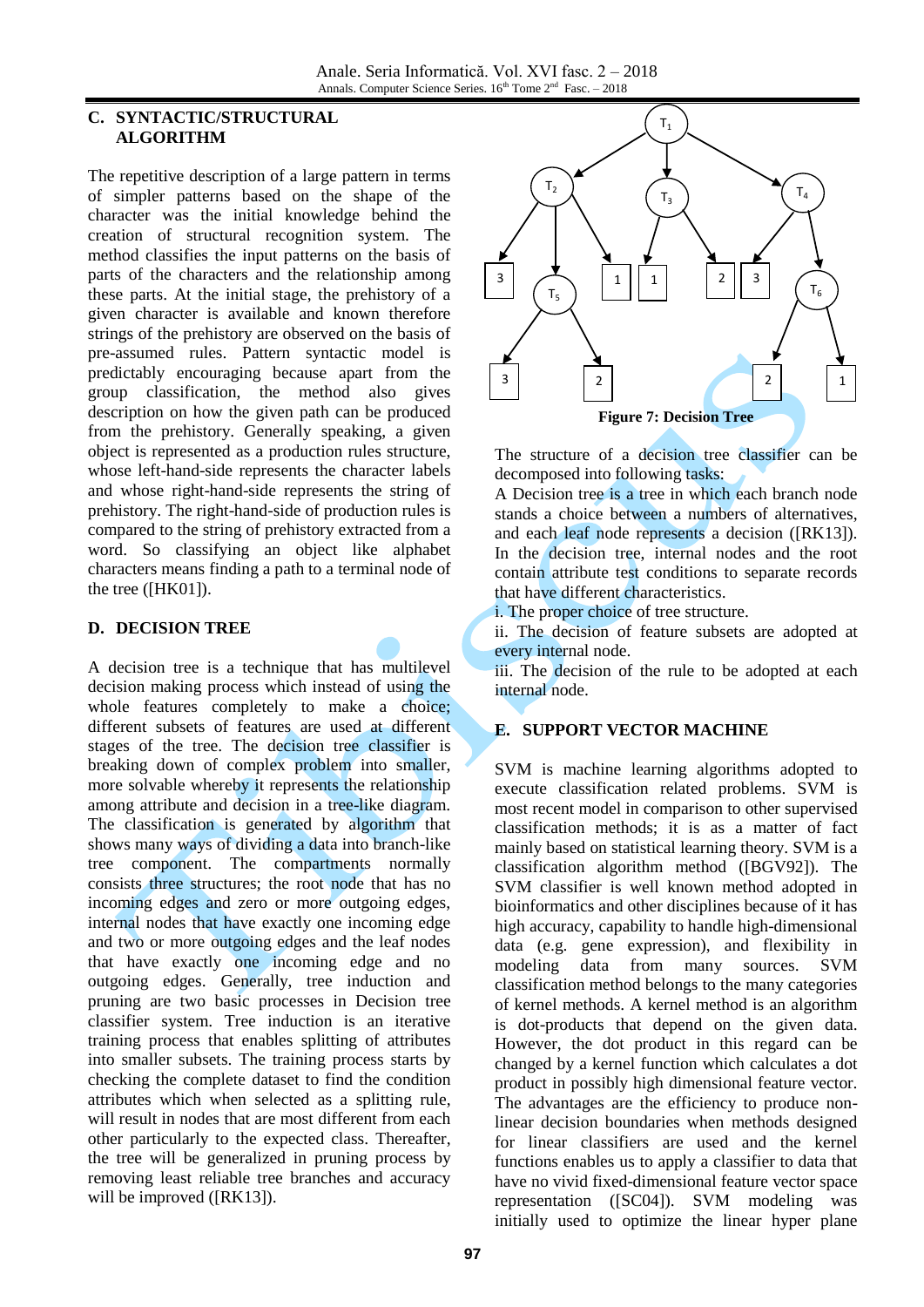## C. SYNTACTIC/STRUCTURAL ALGORITHM

The repetitive description of a large pattern in terms of simpler patterns based on the shape of the character was the initial knowledge behind the creation of structural recognition system. The method classifies the input patterns on the basis of parts of the characters and the relationship among these parts. At the initial stage, the prehistory of a given character is available and known therefore strings of the prehistory are observed on the basis of pre-assumed rules. Pattern syntactic model is predictably encouraging because apart from the group classification, the method also gives description on how the given path can be produced from the prehistory. Generally speaking, a given object is represented as a production rules structure, whose left-hand-side represents the character labels and whose right-hand-side represents the string of prehistory. The right-hand-side of production rules is compared to the string of prehistory extracted from a word. So classifying an object like alphabet characters means finding a path to a terminal node of the tree ([HK01]).

## D. DECISION TREE

A decision tree is a technique that has multilevel decision making process which instead of using the whole features completely to make a choice; different subsets of features are used at different stages of the tree. The decision tree classifier is breaking down of complex problem into smaller, more solvable whereby it represents the relationship among attribute and decision in a tree-like diagram. The classification is generated by algorithm that shows many ways of dividing a data into branch-like tree component. The compartments normally consists three structures; the root node that has no incoming edges and zero or more outgoing edges, internal nodes that have exactly one incoming edge and two or more outgoing edges and the leaf nodes that have exactly one incoming edge and no outgoing edges. Generally, tree induction and pruning are two basic processes in Decision tree classifier system. Tree induction is an iterative training process that enables splitting of attributes into smaller subsets. The training process starts by checking the complete dataset to find the condition attributes which when selected as a splitting rule, will result in nodes that are most different from each other particularly to the expected class. Thereafter, the tree will be generalized in pruning process by removing least reliable tree branches and accuracy will be improved ([RK13]).

**Figure 7: Decision Tree**

The structure of a decision tree classifier can be decomposed into following tasks:

A Decision tree is a tree in which each branch node stands a choice between a numbers of alternatives, and each leaf node represents a decision ([RK13]). In the decision tree, internal nodes and the root contain attribute test conditions to separate records that have different characteristics.

i. The proper choice of tree structure.

ii. The decision of feature subsets are adopted at every internal node.

iii. The decision of the rule to be adopted at each internal node.

## E. SUPPORT VECTOR MACHINE

SVM is machine learning algorithms adopted to execute classification related problems. SVM is most recent model in comparison to other supervised classification methods; it is as a matter of fact mainly based on statistical learning theory. SVM is a classification algorithm method ([BGV92]). The SVM classifier is well known method adopted in bioinformatics and other disciplines because of it has high accuracy, capability to handle high-dimensional data (e.g. gene expression), and flexibility in modeling data from many sources. SVM classification method belongs to the many categories of kernel methods. A kernel method is an algorithm is dot-products that depend on the given data. However, the dot product in this regard can be changed by a kernel function which calculates a dot product in possibly high dimensional feature vector. The advantages are the efficiency to produce non-linear decision boundaries when methods designed for linear classifiers are used and the kernel functions enables us to apply a classifier to data that have no vivid fixed-dimensional feature vector space representation ([SC04]). SVM modeling was initially used to optimize the linear hyper plane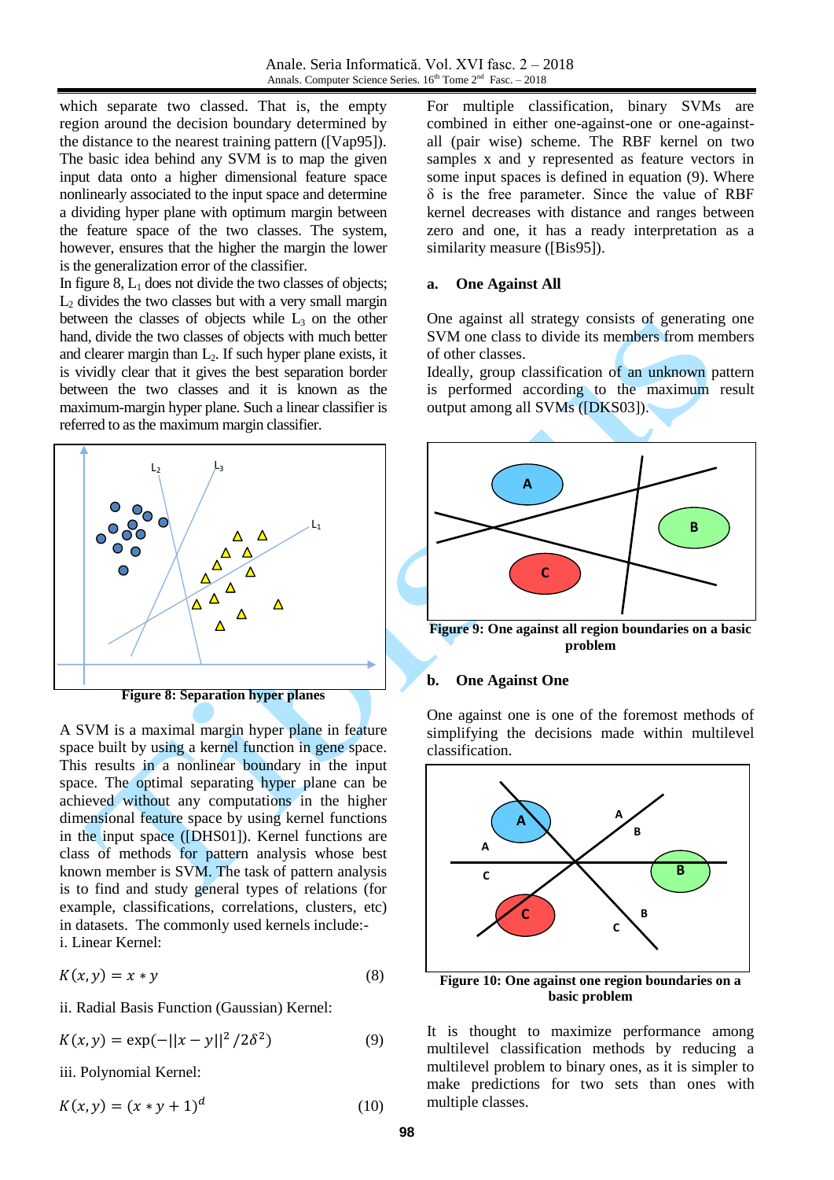which separate two classed. That is, the empty region around the decision boundary determined by the distance to the nearest training pattern ([Vap95]). The basic idea behind any SVM is to map the given input data onto a higher dimensional feature space nonlinearly associated to the input space and determine a dividing hyper plane with optimum margin between the feature space of the two classes. The system, however, ensures that the higher the margin the lower is the generalization error of the classifier.

In figure 8, $L_1$ does not divide the two classes of objects; $L_2$ divides the two classes but with a very small margin between the classes of objects while $L_3$ on the other hand, divide the two classes of objects with much better and clearer margin than $L_2$. If such hyper plane exists, it is vividly clear that it gives the best separation border between the two classes and it is known as the maximum-margin hyper plane. Such a linear classifier is referred to as the maximum margin classifier.

**Figure 8: Separation hyper planes**

A SVM is a maximal margin hyper plane in feature space built by using a kernel function in gene space. This results in a nonlinear boundary in the input space. The optimal separating hyper plane can be achieved without any computations in the higher dimensional feature space by using kernel functions in the input space ([DHS01]). Kernel functions are class of methods for pattern analysis whose best known member is SVM. The task of pattern analysis is to find and study general types of relations (for example, classifications, correlations, clusters, etc) in datasets. The commonly used kernels include:-

i. Linear Kernel:

$$K(x, y) = x * y \tag{8}$$

ii. Radial Basis Function (Gaussian) Kernel:

$$K(x, y) = \exp(-||x - y||^2 / 2\delta^2) \tag{9}$$

iii. Polynomial Kernel:

$$K(x, y) = (x * y + 1)^d \tag{10}$$

For multiple classification, binary SVMs are combined in either one-against-one or one-against-all (pair wise) scheme. The RBF kernel on two samples x and y represented as feature vectors in some input spaces is defined in equation (9). Where δ is the free parameter. Since the value of RBF kernel decreases with distance and ranges between zero and one, it has a ready interpretation as a similarity measure ([Bis95]).

### a. One Against All

One against all strategy consists of generating one SVM one class to divide its members from members of other classes.

Ideally, group classification of an unknown pattern is performed according to the maximum result output among all SVMs ([DKS03]).

**Figure 9: One against all region boundaries on a basic problem**

### b. One Against One

One against one is one of the foremost methods of simplifying the decisions made within multilevel classification.

**Figure 10: One against one region boundaries on a basic problem**

It is thought to maximize performance among multilevel classification methods by reducing a multilevel problem to binary ones, as it is simpler to make predictions for two sets than ones with multiple classes.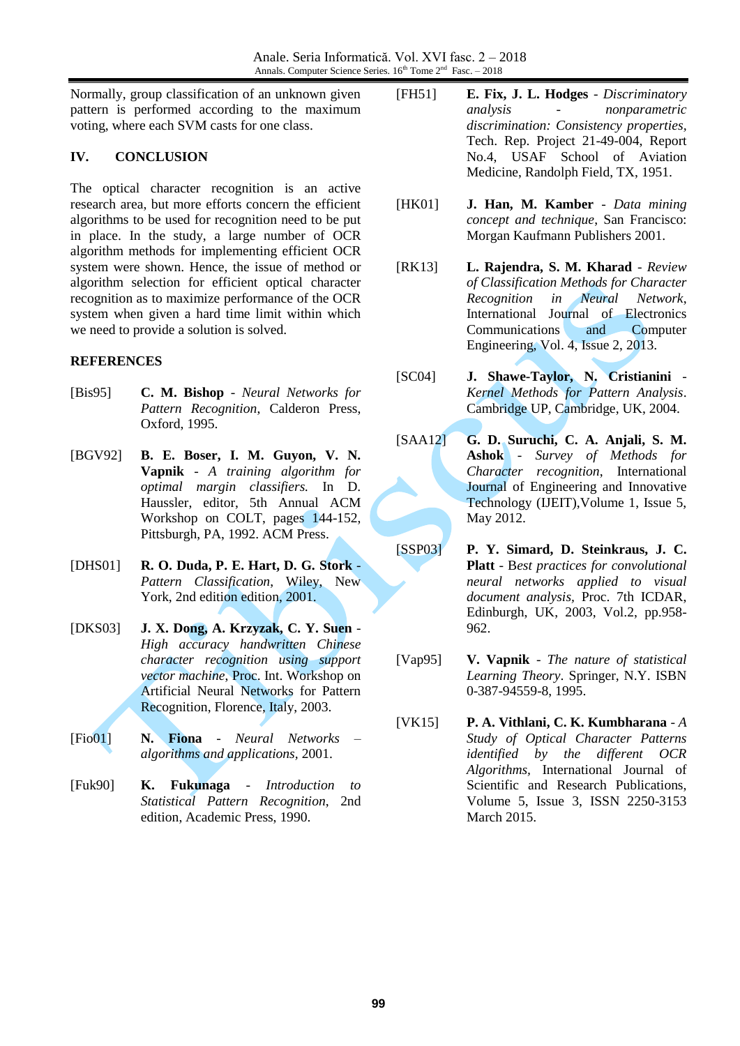Normally, group classification of an unknown given pattern is performed according to the maximum voting, where each SVM casts for one class.

## IV. CONCLUSION

The optical character recognition is an active research area, but more efforts concern the efficient algorithms to be used for recognition need to be put in place. In the study, a large number of OCR algorithm methods for implementing efficient OCR system were shown. Hence, the issue of method or algorithm selection for efficient optical character recognition as to maximize performance of the OCR system when given a hard time limit within which we need to provide a solution is solved.

## REFERENCES

[Bis95] **C. M. Bishop** - *Neural Networks for Pattern Recognition*, Calderon Press, Oxford, 1995.

[BGV92] **B. E. Boser, I. M. Guyon, V. N. Vapnik** - *A training algorithm for optimal margin classifiers.* In D. Haussler, editor, 5th Annual ACM Workshop on COLT, pages 144-152, Pittsburgh, PA, 1992. ACM Press.

[DHS01] **R. O. Duda, P. E. Hart, D. G. Stork** - *Pattern Classification*, Wiley, New York, 2nd edition edition, 2001.

[DKS03] **J. X. Dong, A. Krzyzak, C. Y. Suen** - *High accuracy handwritten Chinese character recognition using support vector machine*, Proc. Int. Workshop on Artificial Neural Networks for Pattern Recognition, Florence, Italy, 2003.

[Fio01] **N. Fiona** - *Neural Networks – algorithms and applications*, 2001.

[Fuk90] **K. Fukunaga** - *Introduction to Statistical Pattern Recognition*, 2nd edition, Academic Press, 1990.

[FH51] **E. Fix, J. L. Hodges** - *Discriminatory analysis - nonparametric discrimination: Consistency properties*, Tech. Rep. Project 21-49-004, Report No.4, USAF School of Aviation Medicine, Randolph Field, TX, 1951.

[HK01] **J. Han, M. Kamber** - *Data mining concept and technique*, San Francisco: Morgan Kaufmann Publishers 2001.

[RK13] **L. Rajendra, S. M. Kharad** - *Review of Classification Methods for Character Recognition in Neural Network*, International Journal of Electronics Communications and Computer Engineering, Vol. 4, Issue 2, 2013.

[SC04] **J. Shawe-Taylor, N. Cristianini** - *Kernel Methods for Pattern Analysis*. Cambridge UP, Cambridge, UK, 2004.

[SAA12] **G. D. Suruchi, C. A. Anjali, S. M. Ashok** - *Survey of Methods for Character recognition*, International Journal of Engineering and Innovative Technology (IJEIT),Volume 1, Issue 5, May 2012.

[SSP03] **P. Y. Simard, D. Steinkraus, J. C. Platt** - *Best practices for convolutional neural networks applied to visual document analysis*, Proc. 7th ICDAR, Edinburgh, UK, 2003, Vol.2, pp.958-962.

[Vap95] **V. Vapnik** - *The nature of statistical Learning Theory*. Springer, N.Y. ISBN 0-387-94559-8, 1995.

[VK15] **P. A. Vithlani, C. K. Kumbharana** - *A Study of Optical Character Patterns identified by the different OCR Algorithms*, International Journal of Scientific and Research Publications, Volume 5, Issue 3, ISSN 2250-3153 March 2015.